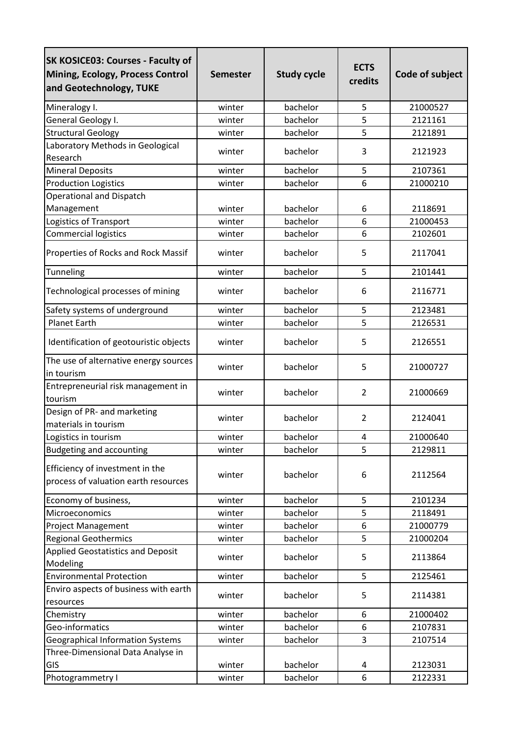| SK KOSICE03: Courses - Faculty of Mining, Ecology, Process Control and Geotechnology, TUKE | Semester | Study cycle | ECTS credits | Code of subject |
|---|---|---|---|---|
| Mineralogy I. | winter | bachelor | 5 | 21000527 |
| General Geology I. | winter | bachelor | 5 | 2121161 |
| Structural Geology | winter | bachelor | 5 | 2121891 |
| Laboratory Methods in Geological Research | winter | bachelor | 3 | 2121923 |
| Mineral Deposits | winter | bachelor | 5 | 2107361 |
| Production Logistics | winter | bachelor | 6 | 21000210 |
| Operational and Dispatch Management | winter | bachelor | 6 | 2118691 |
| Logistics of Transport | winter | bachelor | 6 | 21000453 |
| Commercial logistics | winter | bachelor | 6 | 2102601 |
| Properties of Rocks and Rock Massif | winter | bachelor | 5 | 2117041 |
| Tunneling | winter | bachelor | 5 | 2101441 |
| Technological processes of mining | winter | bachelor | 6 | 2116771 |
| Safety systems of underground | winter | bachelor | 5 | 2123481 |
| Planet Earth | winter | bachelor | 5 | 2126531 |
| Identification of geotouristic objects | winter | bachelor | 5 | 2126551 |
| The use of alternative energy sources in tourism | winter | bachelor | 5 | 21000727 |
| Entrepreneurial risk management in tourism | winter | bachelor | 2 | 21000669 |
| Design of PR- and marketing materials in tourism | winter | bachelor | 2 | 2124041 |
| Logistics in tourism | winter | bachelor | 4 | 21000640 |
| Budgeting and accounting | winter | bachelor | 5 | 2129811 |
| Efficiency of investment in the process of valuation earth resources | winter | bachelor | 6 | 2112564 |
| Economy of business, | winter | bachelor | 5 | 2101234 |
| Microeconomics | winter | bachelor | 5 | 2118491 |
| Project Management | winter | bachelor | 6 | 21000779 |
| Regional Geothermics | winter | bachelor | 5 | 21000204 |
| Applied Geostatistics and Deposit Modeling | winter | bachelor | 5 | 2113864 |
| Environmental Protection | winter | bachelor | 5 | 2125461 |
| Enviro aspects of business with earth resources | winter | bachelor | 5 | 2114381 |
| Chemistry | winter | bachelor | 6 | 21000402 |
| Geo-informatics | winter | bachelor | 6 | 2107831 |
| Geographical Information Systems | winter | bachelor | 3 | 2107514 |
| Three-Dimensional Data Analyse in GIS | winter | bachelor | 4 | 2123031 |
| Photogrammetry I | winter | bachelor | 6 | 2122331 |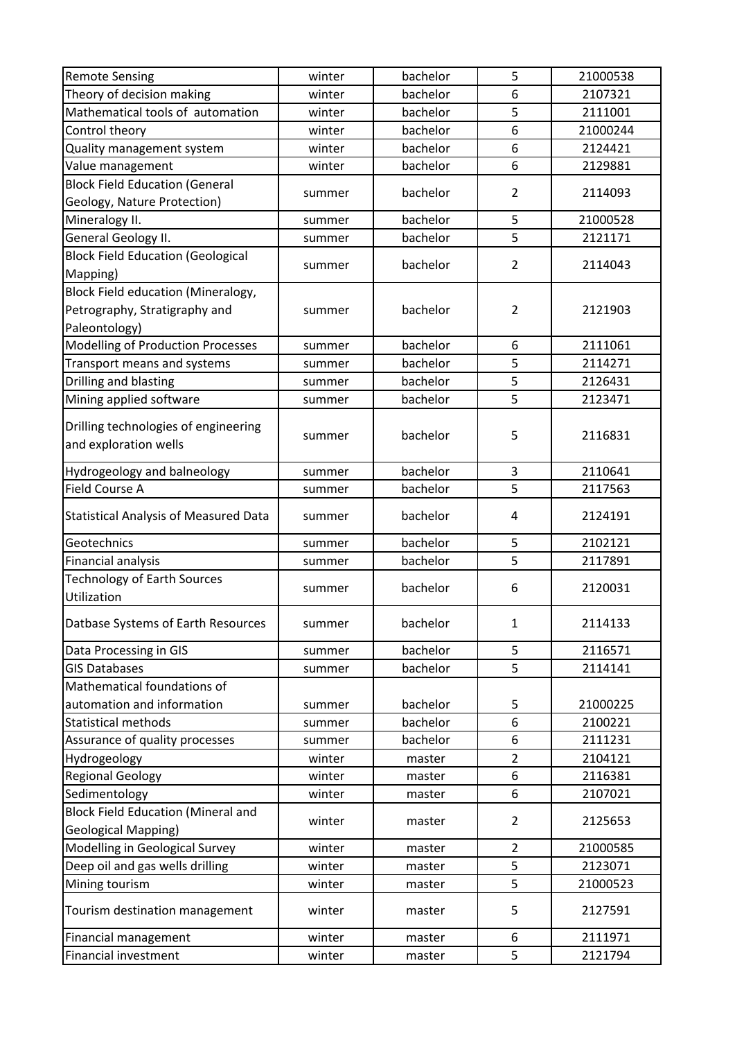| | | | | |
|---|---|---|---|---|
| Remote Sensing | winter | bachelor | 5 | 21000538 |
| Theory of decision making | winter | bachelor | 6 | 2107321 |
| Mathematical tools of automation | winter | bachelor | 5 | 2111001 |
| Control theory | winter | bachelor | 6 | 21000244 |
| Quality management system | winter | bachelor | 6 | 2124421 |
| Value management | winter | bachelor | 6 | 2129881 |
| Block Field Education (General Geology, Nature Protection) | summer | bachelor | 2 | 2114093 |
| Mineralogy II. | summer | bachelor | 5 | 21000528 |
| General Geology II. | summer | bachelor | 5 | 2121171 |
| Block Field Education (Geological Mapping) | summer | bachelor | 2 | 2114043 |
| Block Field education (Mineralogy, Petrography, Stratigraphy and Paleontology) | summer | bachelor | 2 | 2121903 |
| Modelling of Production Processes | summer | bachelor | 6 | 2111061 |
| Transport means and systems | summer | bachelor | 5 | 2114271 |
| Drilling and blasting | summer | bachelor | 5 | 2126431 |
| Mining applied software | summer | bachelor | 5 | 2123471 |
| Drilling technologies of engineering and exploration wells | summer | bachelor | 5 | 2116831 |
| Hydrogeology and balneology | summer | bachelor | 3 | 2110641 |
| Field Course A | summer | bachelor | 5 | 2117563 |
| Statistical Analysis of Measured Data | summer | bachelor | 4 | 2124191 |
| Geotechnics | summer | bachelor | 5 | 2102121 |
| Financial analysis | summer | bachelor | 5 | 2117891 |
| Technology of Earth Sources Utilization | summer | bachelor | 6 | 2120031 |
| Datbase Systems of Earth Resources | summer | bachelor | 1 | 2114133 |
| Data Processing in GIS | summer | bachelor | 5 | 2116571 |
| GIS Databases | summer | bachelor | 5 | 2114141 |
| Mathematical foundations of automation and information | summer | bachelor | 5 | 21000225 |
| Statistical methods | summer | bachelor | 6 | 2100221 |
| Assurance of quality processes | summer | bachelor | 6 | 2111231 |
| Hydrogeology | winter | master | 2 | 2104121 |
| Regional Geology | winter | master | 6 | 2116381 |
| Sedimentology | winter | master | 6 | 2107021 |
| Block Field Education (Mineral and Geological Mapping) | winter | master | 2 | 2125653 |
| Modelling in Geological Survey | winter | master | 2 | 21000585 |
| Deep oil and gas wells drilling | winter | master | 5 | 2123071 |
| Mining tourism | winter | master | 5 | 21000523 |
| Tourism destination management | winter | master | 5 | 2127591 |
| Financial management | winter | master | 6 | 2111971 |
| Financial investment | winter | master | 5 | 2121794 |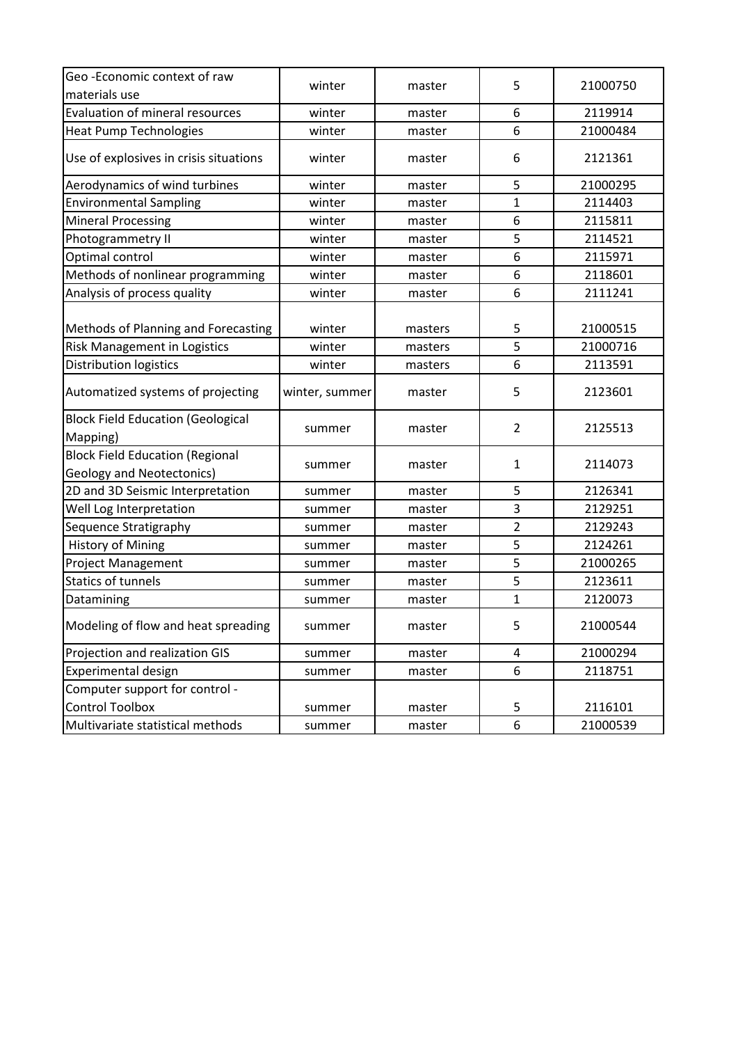| | | | | |
|---|---|---|---|---|
| Geo -Economic context of raw materials use | winter | master | 5 | 21000750 |
| Evaluation of mineral resources | winter | master | 6 | 2119914 |
| Heat Pump Technologies | winter | master | 6 | 21000484 |
| Use of explosives in crisis situations | winter | master | 6 | 2121361 |
| Aerodynamics of wind turbines | winter | master | 5 | 21000295 |
| Environmental Sampling | winter | master | 1 | 2114403 |
| Mineral Processing | winter | master | 6 | 2115811 |
| Photogrammetry II | winter | master | 5 | 2114521 |
| Optimal control | winter | master | 6 | 2115971 |
| Methods of nonlinear programming | winter | master | 6 | 2118601 |
| Analysis of process quality | winter | master | 6 | 2111241 |
| Methods of Planning and Forecasting | winter | masters | 5 | 21000515 |
| Risk Management in Logistics | winter | masters | 5 | 21000716 |
| Distribution logistics | winter | masters | 6 | 2113591 |
| Automatized systems of projecting | winter, summer | master | 5 | 2123601 |
| Block Field Education (Geological Mapping) | summer | master | 2 | 2125513 |
| Block Field Education (Regional Geology and Neotectonics) | summer | master | 1 | 2114073 |
| 2D and 3D Seismic Interpretation | summer | master | 5 | 2126341 |
| Well Log Interpretation | summer | master | 3 | 2129251 |
| Sequence Stratigraphy | summer | master | 2 | 2129243 |
| History of Mining | summer | master | 5 | 2124261 |
| Project Management | summer | master | 5 | 21000265 |
| Statics of tunnels | summer | master | 5 | 2123611 |
| Datamining | summer | master | 1 | 2120073 |
| Modeling of flow and heat spreading | summer | master | 5 | 21000544 |
| Projection and realization GIS | summer | master | 4 | 21000294 |
| Experimental design | summer | master | 6 | 2118751 |
| Computer support for control - Control Toolbox | summer | master | 5 | 2116101 |
| Multivariate statistical methods | summer | master | 6 | 21000539 |